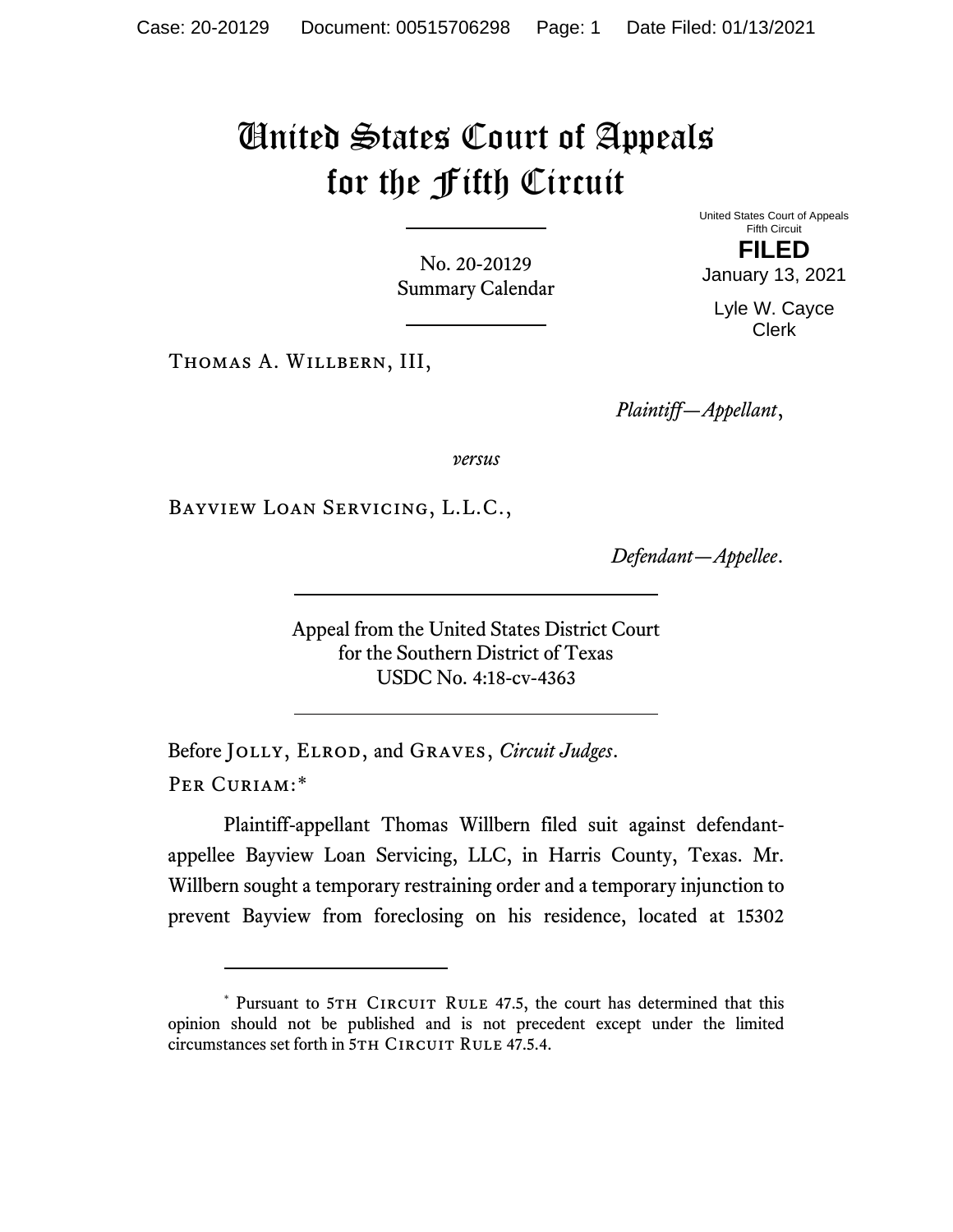# United States Court of Appeals for the Fifth Circuit

No. 20-20129
Summary Calendar

United States Court of Appeals
Fifth Circuit

**FILED**

January 13, 2021

Lyle W. Cayce
Clerk

Thomas A. Willbern, III,

*Plaintiff—Appellant*,

*versus*

Bayview Loan Servicing, L.L.C.,

*Defendant—Appellee*.

Appeal from the United States District Court
for the Southern District of Texas
USDC No. 4:18-cv-4363

Before Jolly, Elrod, and Graves, *Circuit Judges*.

Per Curiam:*

Plaintiff-appellant Thomas Willbern filed suit against defendant-appellee Bayview Loan Servicing, LLC, in Harris County, Texas. Mr. Willbern sought a temporary restraining order and a temporary injunction to prevent Bayview from foreclosing on his residence, located at 15302

---

* Pursuant to 5th Circuit Rule 47.5, the court has determined that this opinion should not be published and is not precedent except under the limited circumstances set forth in 5th Circuit Rule 47.5.4.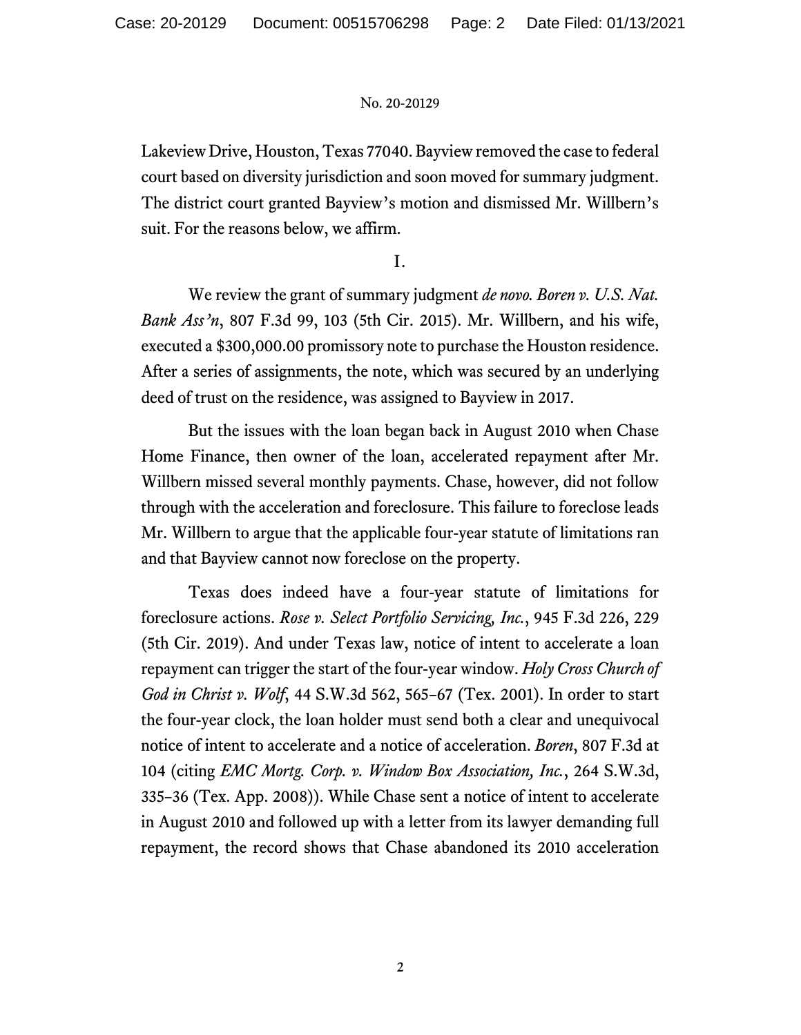Lakeview Drive, Houston, Texas 77040. Bayview removed the case to federal court based on diversity jurisdiction and soon moved for summary judgment. The district court granted Bayview's motion and dismissed Mr. Willbern's suit. For the reasons below, we affirm.

I.

We review the grant of summary judgment *de novo*. *Boren v. U.S. Nat. Bank Ass'n*, 807 F.3d 99, 103 (5th Cir. 2015). Mr. Willbern, and his wife, executed a $300,000.00 promissory note to purchase the Houston residence. After a series of assignments, the note, which was secured by an underlying deed of trust on the residence, was assigned to Bayview in 2017.

But the issues with the loan began back in August 2010 when Chase Home Finance, then owner of the loan, accelerated repayment after Mr. Willbern missed several monthly payments. Chase, however, did not follow through with the acceleration and foreclosure. This failure to foreclose leads Mr. Willbern to argue that the applicable four-year statute of limitations ran and that Bayview cannot now foreclose on the property.

Texas does indeed have a four-year statute of limitations for foreclosure actions. *Rose v. Select Portfolio Servicing, Inc.*, 945 F.3d 226, 229 (5th Cir. 2019). And under Texas law, notice of intent to accelerate a loan repayment can trigger the start of the four-year window. *Holy Cross Church of God in Christ v. Wolf*, 44 S.W.3d 562, 565–67 (Tex. 2001). In order to start the four-year clock, the loan holder must send both a clear and unequivocal notice of intent to accelerate and a notice of acceleration. *Boren*, 807 F.3d at 104 (citing *EMC Mortg. Corp. v. Window Box Association, Inc.*, 264 S.W.3d, 335–36 (Tex. App. 2008)). While Chase sent a notice of intent to accelerate in August 2010 and followed up with a letter from its lawyer demanding full repayment, the record shows that Chase abandoned its 2010 acceleration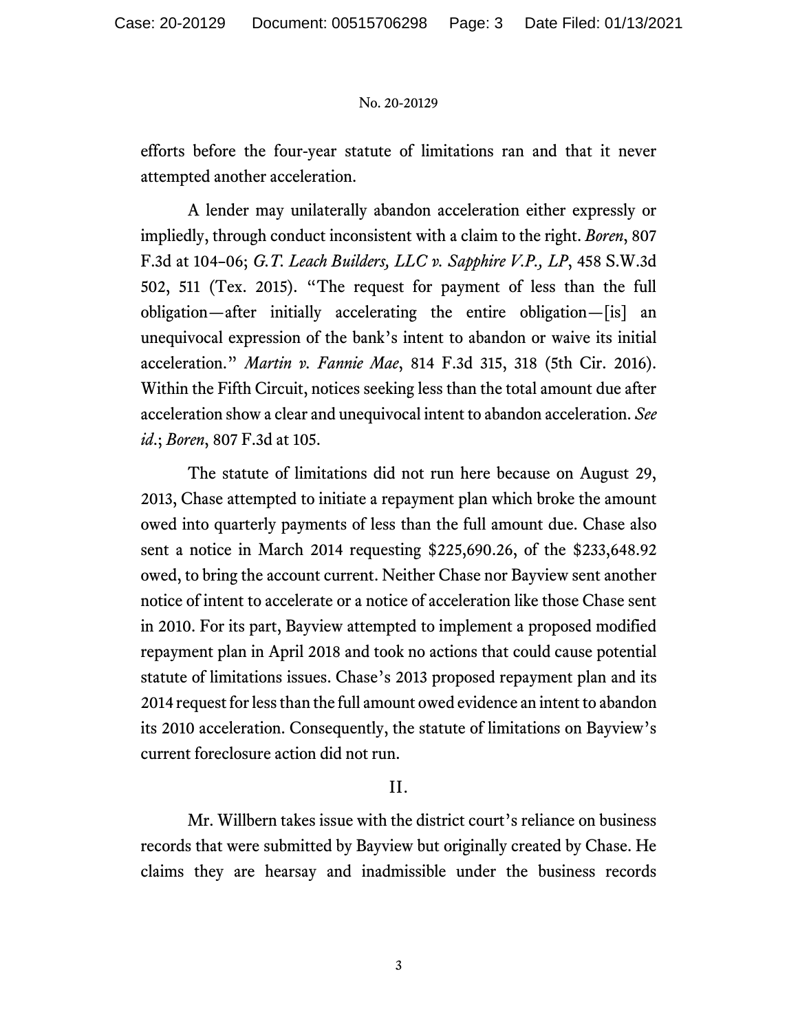efforts before the four-year statute of limitations ran and that it never attempted another acceleration.

A lender may unilaterally abandon acceleration either expressly or impliedly, through conduct inconsistent with a claim to the right. *Boren*, 807 F.3d at 104–06; *G.T. Leach Builders, LLC v. Sapphire V.P., LP*, 458 S.W.3d 502, 511 (Tex. 2015). "The request for payment of less than the full obligation—after initially accelerating the entire obligation—[is] an unequivocal expression of the bank's intent to abandon or waive its initial acceleration." *Martin v. Fannie Mae*, 814 F.3d 315, 318 (5th Cir. 2016). Within the Fifth Circuit, notices seeking less than the total amount due after acceleration show a clear and unequivocal intent to abandon acceleration. *See id.*; *Boren*, 807 F.3d at 105.

The statute of limitations did not run here because on August 29, 2013, Chase attempted to initiate a repayment plan which broke the amount owed into quarterly payments of less than the full amount due. Chase also sent a notice in March 2014 requesting $225,690.26, of the $233,648.92 owed, to bring the account current. Neither Chase nor Bayview sent another notice of intent to accelerate or a notice of acceleration like those Chase sent in 2010. For its part, Bayview attempted to implement a proposed modified repayment plan in April 2018 and took no actions that could cause potential statute of limitations issues. Chase's 2013 proposed repayment plan and its 2014 request for less than the full amount owed evidence an intent to abandon its 2010 acceleration. Consequently, the statute of limitations on Bayview's current foreclosure action did not run.

## II.

Mr. Willbern takes issue with the district court's reliance on business records that were submitted by Bayview but originally created by Chase. He claims they are hearsay and inadmissible under the business records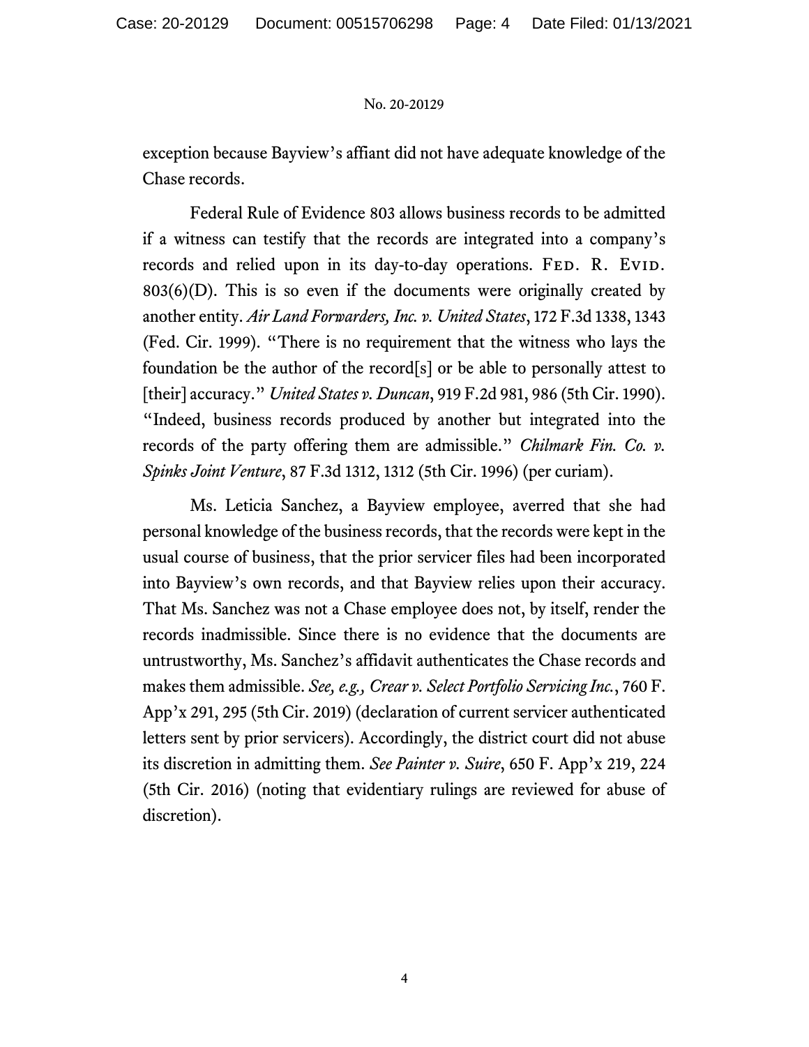exception because Bayview's affiant did not have adequate knowledge of the Chase records.

Federal Rule of Evidence 803 allows business records to be admitted if a witness can testify that the records are integrated into a company's records and relied upon in its day-to-day operations. FED. R. EVID. 803(6)(D). This is so even if the documents were originally created by another entity. *Air Land Forwarders, Inc. v. United States*, 172 F.3d 1338, 1343 (Fed. Cir. 1999). "There is no requirement that the witness who lays the foundation be the author of the record[s] or be able to personally attest to [their] accuracy." *United States v. Duncan*, 919 F.2d 981, 986 (5th Cir. 1990). "Indeed, business records produced by another but integrated into the records of the party offering them are admissible." *Chilmark Fin. Co. v. Spinks Joint Venture*, 87 F.3d 1312, 1312 (5th Cir. 1996) (per curiam).

Ms. Leticia Sanchez, a Bayview employee, averred that she had personal knowledge of the business records, that the records were kept in the usual course of business, that the prior servicer files had been incorporated into Bayview's own records, and that Bayview relies upon their accuracy. That Ms. Sanchez was not a Chase employee does not, by itself, render the records inadmissible. Since there is no evidence that the documents are untrustworthy, Ms. Sanchez's affidavit authenticates the Chase records and makes them admissible. *See, e.g., Crear v. Select Portfolio Servicing Inc.*, 760 F. App'x 291, 295 (5th Cir. 2019) (declaration of current servicer authenticated letters sent by prior servicers). Accordingly, the district court did not abuse its discretion in admitting them. *See Painter v. Suire*, 650 F. App'x 219, 224 (5th Cir. 2016) (noting that evidentiary rulings are reviewed for abuse of discretion).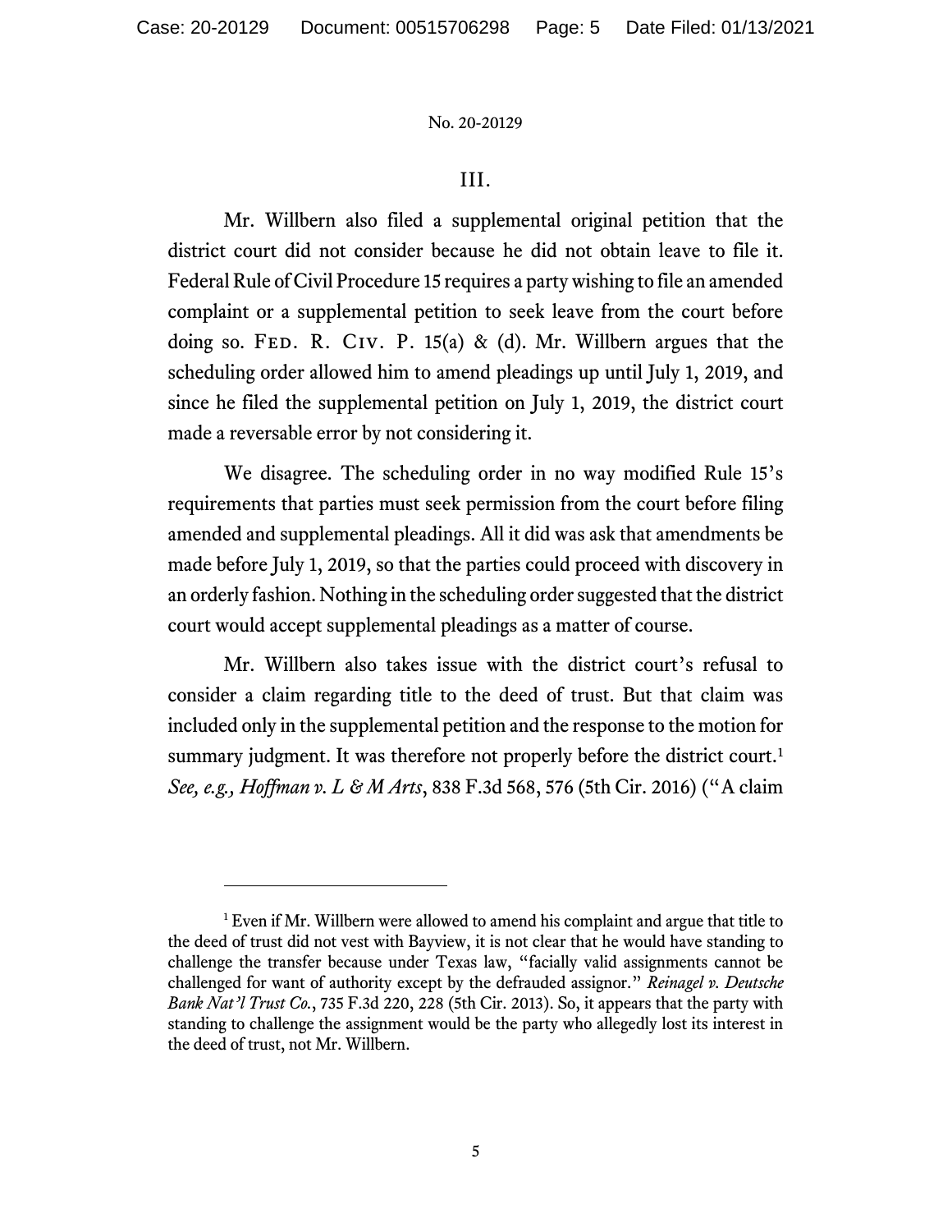III.

Mr. Willbern also filed a supplemental original petition that the district court did not consider because he did not obtain leave to file it. Federal Rule of Civil Procedure 15 requires a party wishing to file an amended complaint or a supplemental petition to seek leave from the court before doing so. FED. R. CIV. P. 15(a) & (d). Mr. Willbern argues that the scheduling order allowed him to amend pleadings up until July 1, 2019, and since he filed the supplemental petition on July 1, 2019, the district court made a reversable error by not considering it.

We disagree. The scheduling order in no way modified Rule 15's requirements that parties must seek permission from the court before filing amended and supplemental pleadings. All it did was ask that amendments be made before July 1, 2019, so that the parties could proceed with discovery in an orderly fashion. Nothing in the scheduling order suggested that the district court would accept supplemental pleadings as a matter of course.

Mr. Willbern also takes issue with the district court's refusal to consider a claim regarding title to the deed of trust. But that claim was included only in the supplemental petition and the response to the motion for summary judgment. It was therefore not properly before the district court.[1] *See, e.g., Hoffman v. L & M Arts*, 838 F.3d 568, 576 (5th Cir. 2016) ("A claim

---

[1] Even if Mr. Willbern were allowed to amend his complaint and argue that title to the deed of trust did not vest with Bayview, it is not clear that he would have standing to challenge the transfer because under Texas law, "facially valid assignments cannot be challenged for want of authority except by the defrauded assignor." *Reinagel v. Deutsche Bank Nat'l Trust Co.*, 735 F.3d 220, 228 (5th Cir. 2013). So, it appears that the party with standing to challenge the assignment would be the party who allegedly lost its interest in the deed of trust, not Mr. Willbern.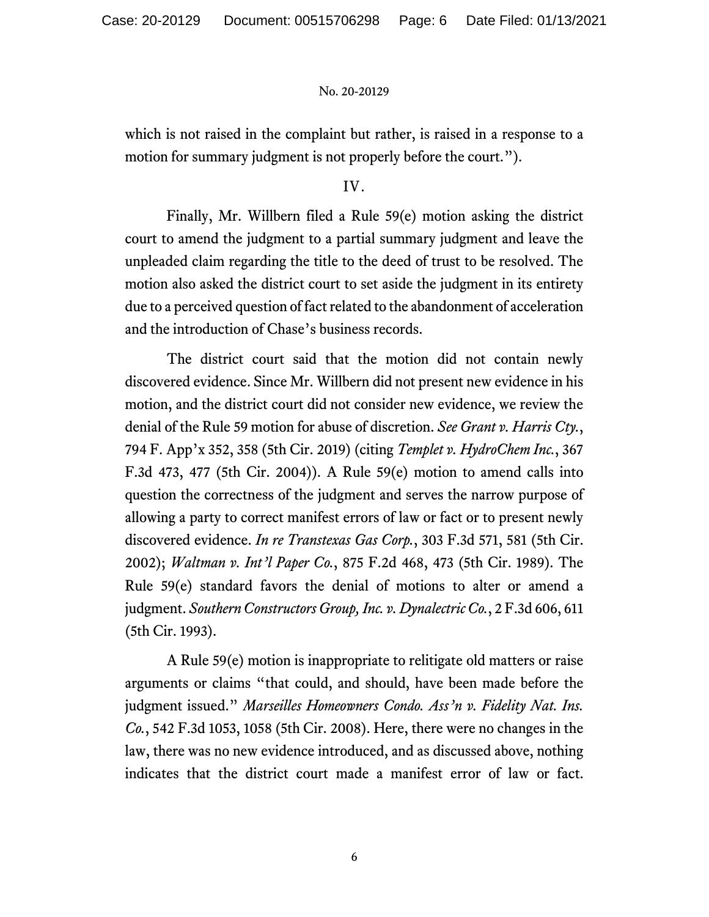which is not raised in the complaint but rather, is raised in a response to a motion for summary judgment is not properly before the court.").

IV.

Finally, Mr. Willbern filed a Rule 59(e) motion asking the district court to amend the judgment to a partial summary judgment and leave the unpleaded claim regarding the title to the deed of trust to be resolved. The motion also asked the district court to set aside the judgment in its entirety due to a perceived question of fact related to the abandonment of acceleration and the introduction of Chase's business records.

The district court said that the motion did not contain newly discovered evidence. Since Mr. Willbern did not present new evidence in his motion, and the district court did not consider new evidence, we review the denial of the Rule 59 motion for abuse of discretion. *See Grant v. Harris Cty.*, 794 F. App'x 352, 358 (5th Cir. 2019) (citing *Templet v. HydroChem Inc.*, 367 F.3d 473, 477 (5th Cir. 2004)). A Rule 59(e) motion to amend calls into question the correctness of the judgment and serves the narrow purpose of allowing a party to correct manifest errors of law or fact or to present newly discovered evidence. *In re Transtexas Gas Corp.*, 303 F.3d 571, 581 (5th Cir. 2002); *Waltman v. Int'l Paper Co.*, 875 F.2d 468, 473 (5th Cir. 1989). The Rule 59(e) standard favors the denial of motions to alter or amend a judgment. *Southern Constructors Group, Inc. v. Dynalectric Co.*, 2 F.3d 606, 611 (5th Cir. 1993).

A Rule 59(e) motion is inappropriate to relitigate old matters or raise arguments or claims "that could, and should, have been made before the judgment issued." *Marseilles Homeowners Condo. Ass'n v. Fidelity Nat. Ins. Co.*, 542 F.3d 1053, 1058 (5th Cir. 2008). Here, there were no changes in the law, there was no new evidence introduced, and as discussed above, nothing indicates that the district court made a manifest error of law or fact.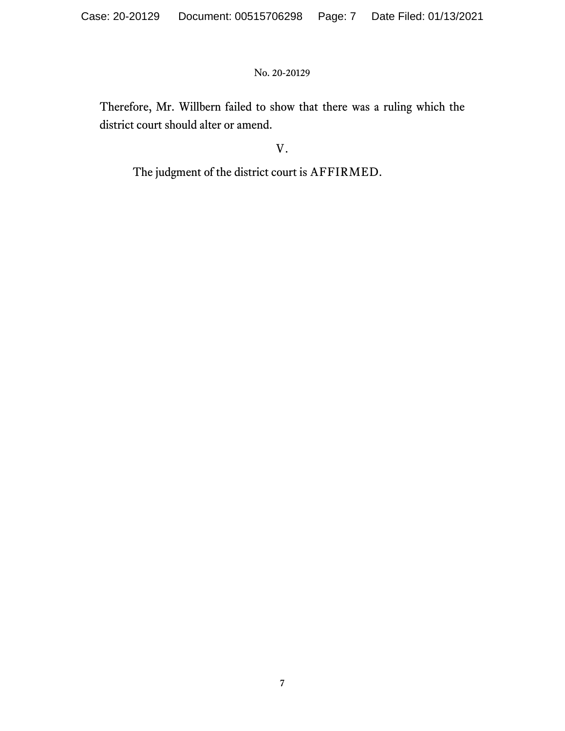Therefore, Mr. Willbern failed to show that there was a ruling which the district court should alter or amend.

## V.

The judgment of the district court is AFFIRMED.